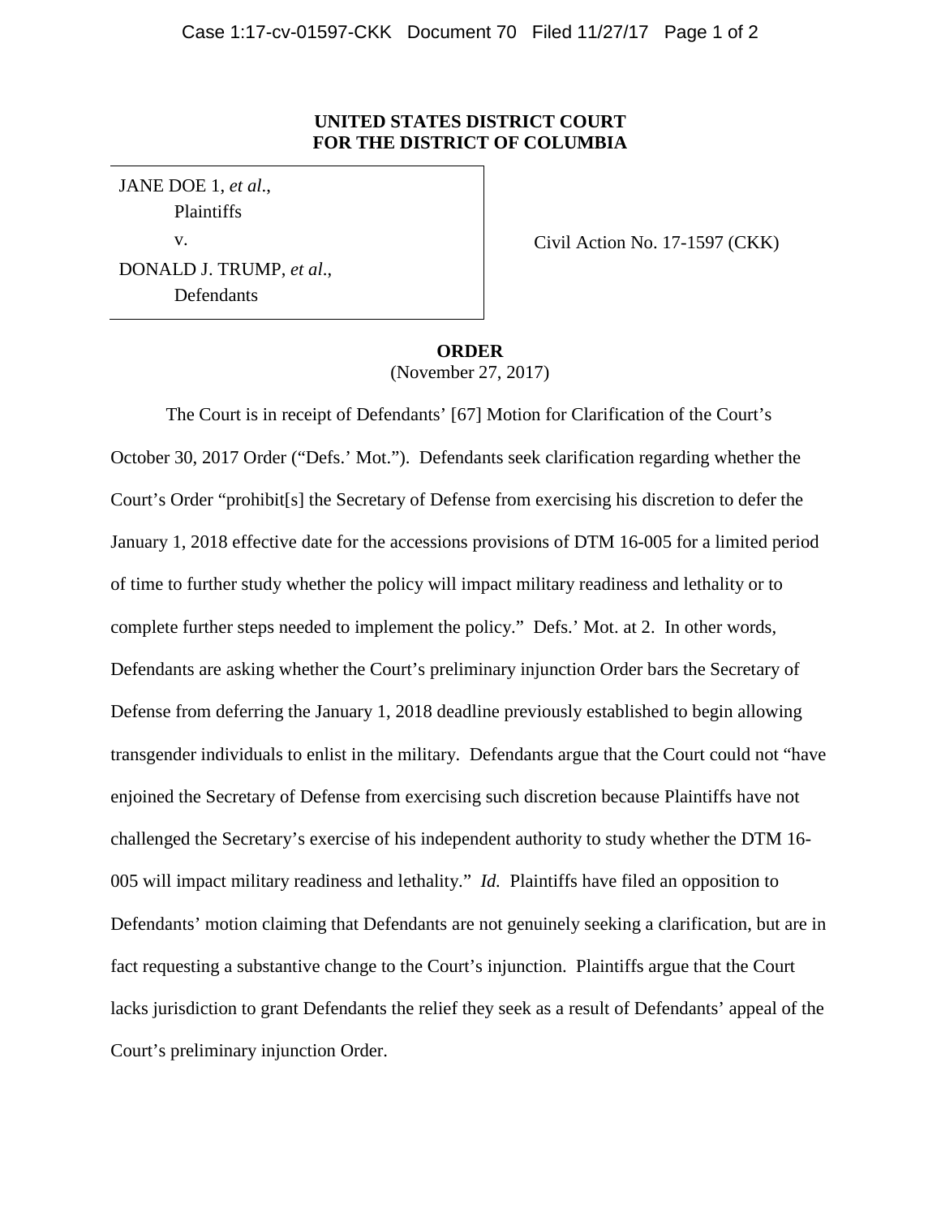**UNITED STATES DISTRICT COURT**
**FOR THE DISTRICT OF COLUMBIA**

JANE DOE 1, *et al.*,
Plaintiffs
v.
DONALD J. TRUMP, *et al.*,
Defendants

Civil Action No. 17-1597 (CKK)

**ORDER**
(November 27, 2017)

The Court is in receipt of Defendants' [67] Motion for Clarification of the Court's October 30, 2017 Order ("Defs.' Mot."). Defendants seek clarification regarding whether the Court's Order "prohibit[s] the Secretary of Defense from exercising his discretion to defer the January 1, 2018 effective date for the accessions provisions of DTM 16-005 for a limited period of time to further study whether the policy will impact military readiness and lethality or to complete further steps needed to implement the policy." Defs.' Mot. at 2. In other words, Defendants are asking whether the Court's preliminary injunction Order bars the Secretary of Defense from deferring the January 1, 2018 deadline previously established to begin allowing transgender individuals to enlist in the military. Defendants argue that the Court could not "have enjoined the Secretary of Defense from exercising such discretion because Plaintiffs have not challenged the Secretary's exercise of his independent authority to study whether the DTM 16-005 will impact military readiness and lethality." *Id.* Plaintiffs have filed an opposition to Defendants' motion claiming that Defendants are not genuinely seeking a clarification, but are in fact requesting a substantive change to the Court's injunction. Plaintiffs argue that the Court lacks jurisdiction to grant Defendants the relief they seek as a result of Defendants' appeal of the Court's preliminary injunction Order.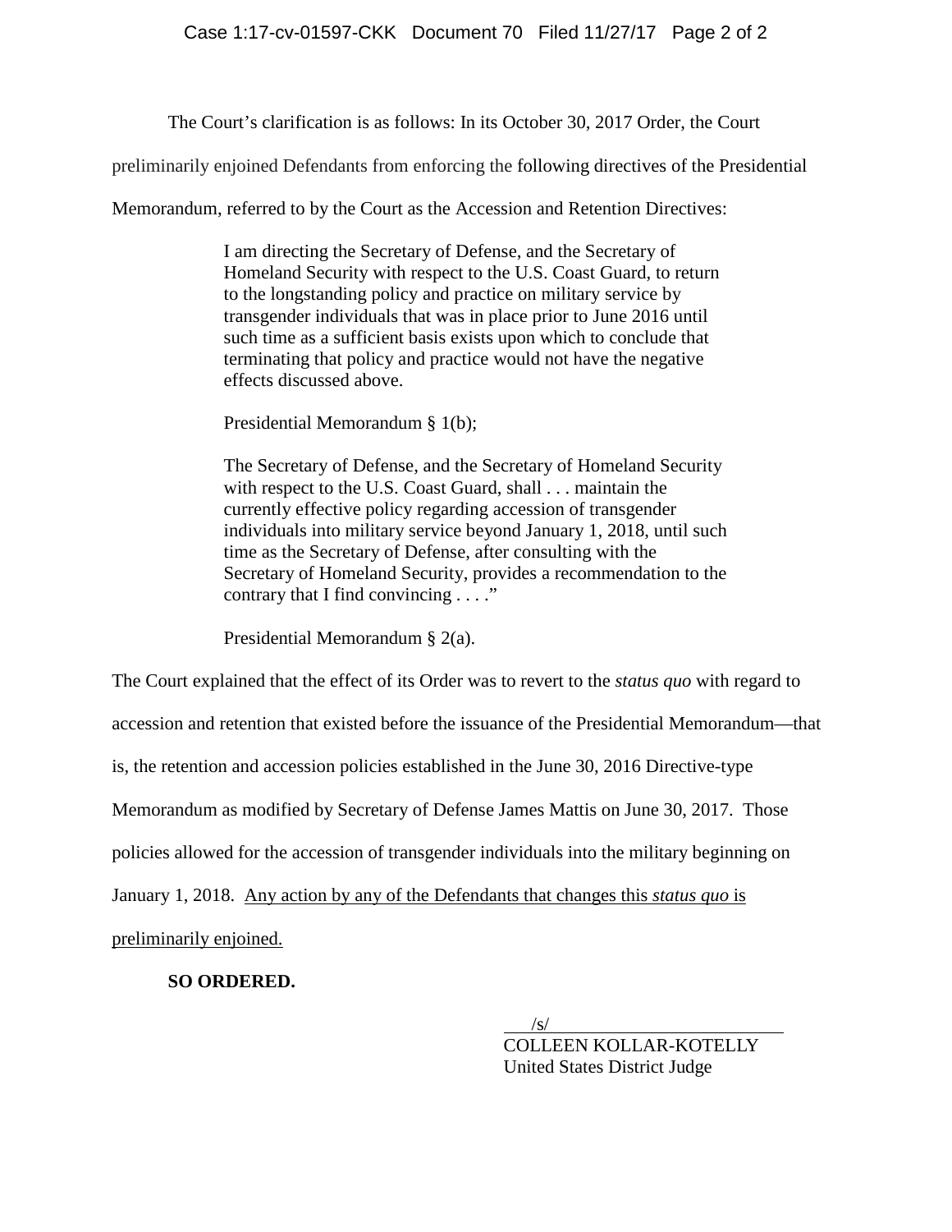The Court's clarification is as follows: In its October 30, 2017 Order, the Court preliminarily enjoined Defendants from enforcing the following directives of the Presidential Memorandum, referred to by the Court as the Accession and Retention Directives:

> I am directing the Secretary of Defense, and the Secretary of Homeland Security with respect to the U.S. Coast Guard, to return to the longstanding policy and practice on military service by transgender individuals that was in place prior to June 2016 until such time as a sufficient basis exists upon which to conclude that terminating that policy and practice would not have the negative effects discussed above.
>
> Presidential Memorandum § 1(b);
>
> The Secretary of Defense, and the Secretary of Homeland Security with respect to the U.S. Coast Guard, shall . . . maintain the currently effective policy regarding accession of transgender individuals into military service beyond January 1, 2018, until such time as the Secretary of Defense, after consulting with the Secretary of Homeland Security, provides a recommendation to the contrary that I find convincing . . . ."
>
> Presidential Memorandum § 2(a).

The Court explained that the effect of its Order was to revert to the *status quo* with regard to accession and retention that existed before the issuance of the Presidential Memorandum—that is, the retention and accession policies established in the June 30, 2016 Directive-type Memorandum as modified by Secretary of Defense James Mattis on June 30, 2017. Those policies allowed for the accession of transgender individuals into the military beginning on January 1, 2018. <u>Any action by any of the Defendants that changes this *status quo* is preliminarily enjoined.</u>

**SO ORDERED.**

/s/
COLLEEN KOLLAR-KOTELLY
United States District Judge